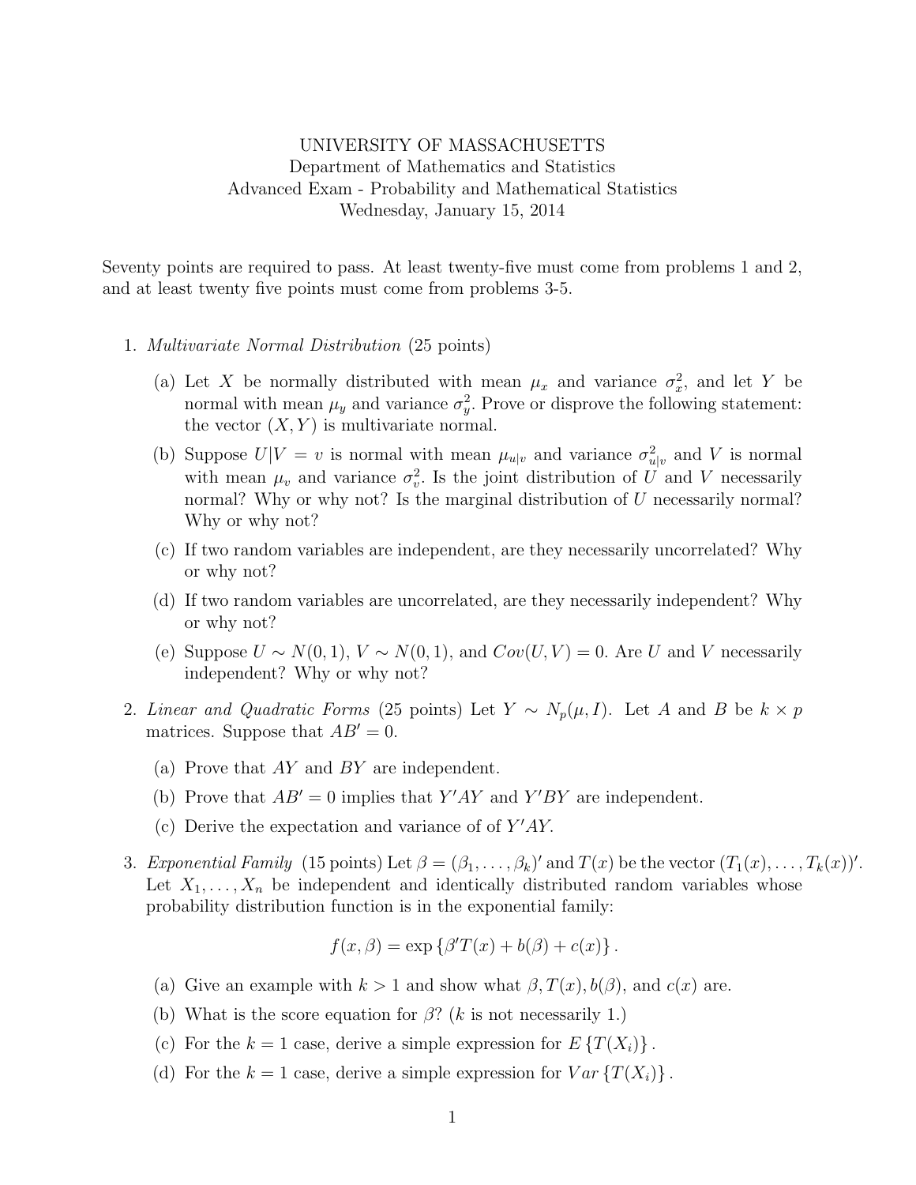UNIVERSITY OF MASSACHUSETTS
Department of Mathematics and Statistics
Advanced Exam - Probability and Mathematical Statistics
Wednesday, January 15, 2014

Seventy points are required to pass. At least twenty-five must come from problems 1 and 2, and at least twenty five points must come from problems 3-5.

1. *Multivariate Normal Distribution* (25 points)

   (a) Let $X$ be normally distributed with mean $\mu_x$ and variance $\sigma_x^2$, and let $Y$ be normal with mean $\mu_y$ and variance $\sigma_y^2$. Prove or disprove the following statement: the vector $(X, Y)$ is multivariate normal.

   (b) Suppose $U|V = v$ is normal with mean $\mu_{u|v}$ and variance $\sigma^2_{u|v}$ and $V$ is normal with mean $\mu_v$ and variance $\sigma_v^2$. Is the joint distribution of $U$ and $V$ necessarily normal? Why or why not? Is the marginal distribution of $U$ necessarily normal? Why or why not?

   (c) If two random variables are independent, are they necessarily uncorrelated? Why or why not?

   (d) If two random variables are uncorrelated, are they necessarily independent? Why or why not?

   (e) Suppose $U \sim N(0, 1)$, $V \sim N(0, 1)$, and $Cov(U, V) = 0$. Are $U$ and $V$ necessarily independent? Why or why not?

2. *Linear and Quadratic Forms* (25 points) Let $Y \sim N_p(\mu, I)$. Let $A$ and $B$ be $k \times p$ matrices. Suppose that $AB' = 0$.

   (a) Prove that $AY$ and $BY$ are independent.

   (b) Prove that $AB' = 0$ implies that $Y'AY$ and $Y'BY$ are independent.

   (c) Derive the expectation and variance of of $Y'AY$.

3. *Exponential Family* (15 points) Let $\beta = (\beta_1, \ldots, \beta_k)'$ and $T(x)$ be the vector $(T_1(x), \ldots, T_k(x))'$. Let $X_1, \ldots, X_n$ be independent and identically distributed random variables whose probability distribution function is in the exponential family:

$$f(x, \beta) = \exp\{\beta' T(x) + b(\beta) + c(x)\}.$$

   (a) Give an example with $k > 1$ and show what $\beta, T(x), b(\beta)$, and $c(x)$ are.

   (b) What is the score equation for $\beta$? ($k$ is not necessarily 1.)

   (c) For the $k = 1$ case, derive a simple expression for $E\{T(X_i)\}$.

   (d) For the $k = 1$ case, derive a simple expression for $Var\{T(X_i)\}$.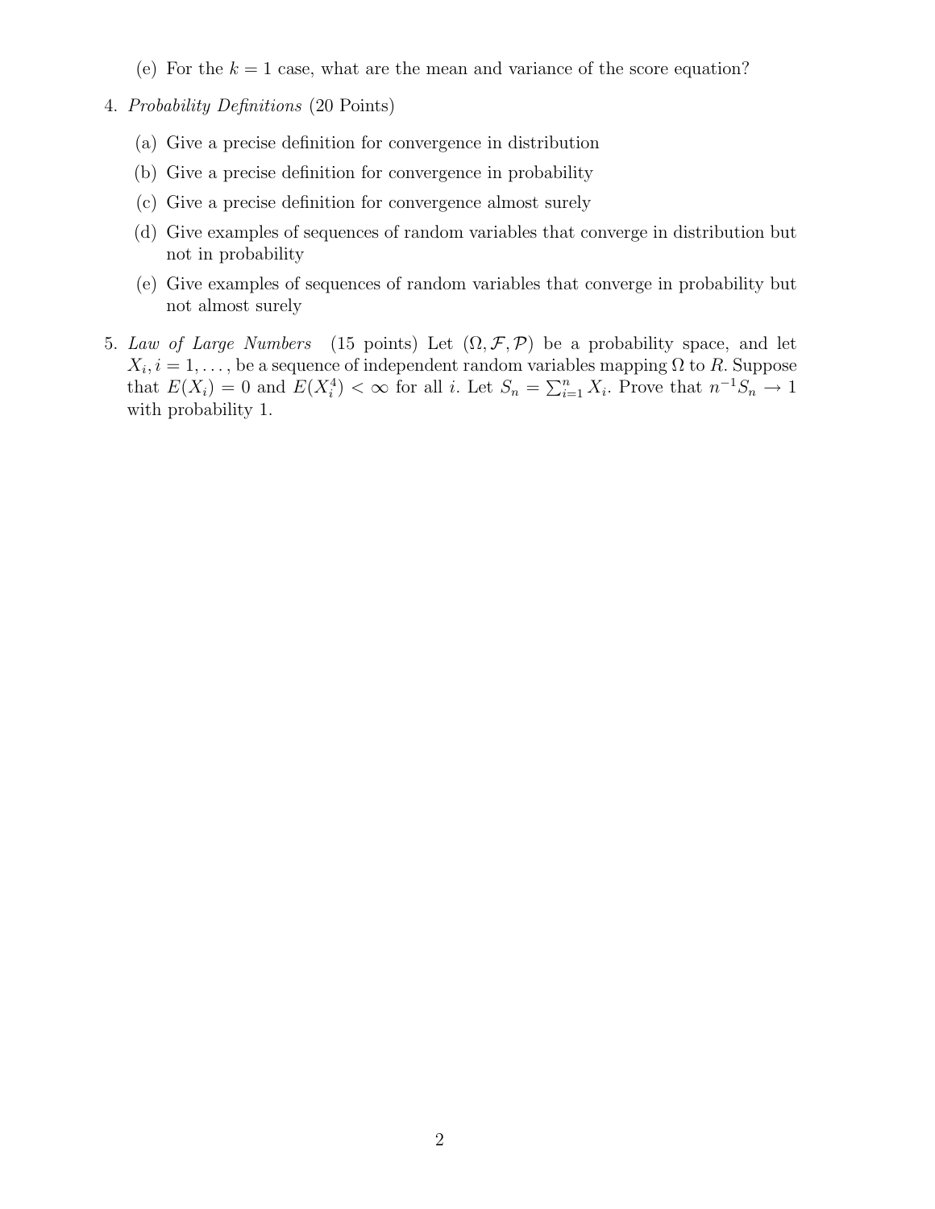(e) For the $k = 1$ case, what are the mean and variance of the score equation?

4. *Probability Definitions* (20 Points)

   (a) Give a precise definition for convergence in distribution

   (b) Give a precise definition for convergence in probability

   (c) Give a precise definition for convergence almost surely

   (d) Give examples of sequences of random variables that converge in distribution but not in probability

   (e) Give examples of sequences of random variables that converge in probability but not almost surely

5. *Law of Large Numbers* (15 points) Let $(\Omega, \mathcal{F}, \mathcal{P})$ be a probability space, and let $X_i, i = 1, \ldots,$ be a sequence of independent random variables mapping $\Omega$ to $R$. Suppose that $E(X_i) = 0$ and $E(X_i^4) < \infty$ for all $i$. Let $S_n = \sum_{i=1}^{n} X_i$. Prove that $n^{-1}S_n \to 1$ with probability 1.